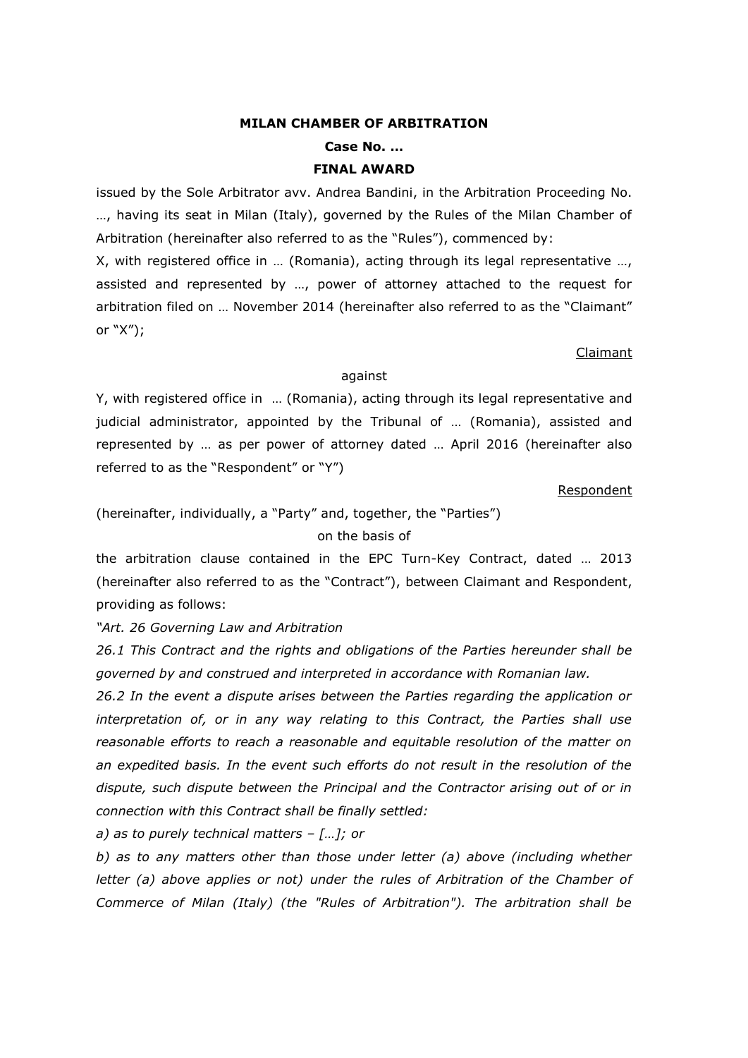**MILAN CHAMBER OF ARBITRATION**

**Case No. …**

**FINAL AWARD**

issued by the Sole Arbitrator avv. Andrea Bandini, in the Arbitration Proceeding No. …, having its seat in Milan (Italy), governed by the Rules of the Milan Chamber of Arbitration (hereinafter also referred to as the "Rules"), commenced by:

X, with registered office in … (Romania), acting through its legal representative …, assisted and represented by …, power of attorney attached to the request for arbitration filed on … November 2014 (hereinafter also referred to as the "Claimant" or "X");

Claimant

against

Y, with registered office in … (Romania), acting through its legal representative and judicial administrator, appointed by the Tribunal of … (Romania), assisted and represented by … as per power of attorney dated … April 2016 (hereinafter also referred to as the "Respondent" or "Y")

Respondent

(hereinafter, individually, a "Party" and, together, the "Parties")

on the basis of

the arbitration clause contained in the EPC Turn-Key Contract, dated … 2013 (hereinafter also referred to as the "Contract"), between Claimant and Respondent, providing as follows:

*"Art. 26 Governing Law and Arbitration*

*26.1 This Contract and the rights and obligations of the Parties hereunder shall be governed by and construed and interpreted in accordance with Romanian law.*

*26.2 In the event a dispute arises between the Parties regarding the application or interpretation of, or in any way relating to this Contract, the Parties shall use reasonable efforts to reach a reasonable and equitable resolution of the matter on an expedited basis. In the event such efforts do not result in the resolution of the dispute, such dispute between the Principal and the Contractor arising out of or in connection with this Contract shall be finally settled:*

*a) as to purely technical matters – […]; or*

*b) as to any matters other than those under letter (a) above (including whether letter (a) above applies or not) under the rules of Arbitration of the Chamber of Commerce of Milan (Italy) (the "Rules of Arbitration"). The arbitration shall be*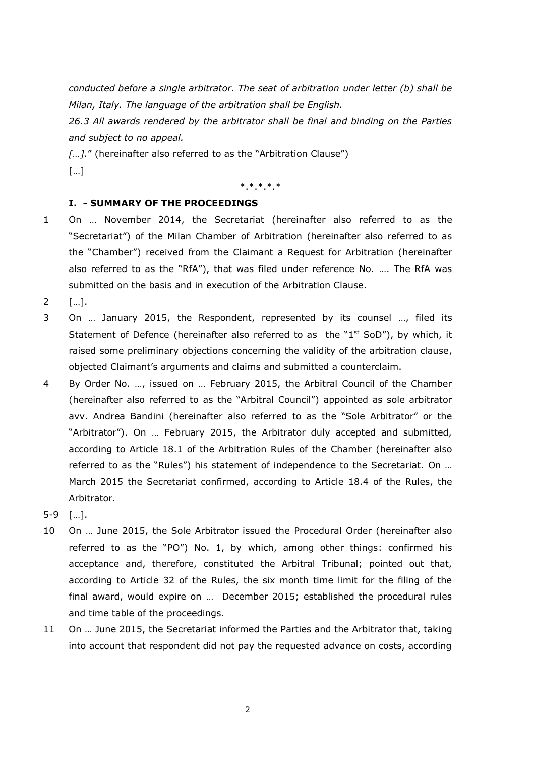*conducted before a single arbitrator. The seat of arbitration under letter (b) shall be Milan, Italy. The language of the arbitration shall be English.*

*26.3 All awards rendered by the arbitrator shall be final and binding on the Parties and subject to no appeal.*

*[…].*" (hereinafter also referred to as the "Arbitration Clause")

[…]

\*.\*.\*.\*.\*

## I. - SUMMARY OF THE PROCEEDINGS

1 On … November 2014, the Secretariat (hereinafter also referred to as the "Secretariat") of the Milan Chamber of Arbitration (hereinafter also referred to as the "Chamber") received from the Claimant a Request for Arbitration (hereinafter also referred to as the "RfA"), that was filed under reference No. …. The RfA was submitted on the basis and in execution of the Arbitration Clause.

2 […].

3 On … January 2015, the Respondent, represented by its counsel …, filed its Statement of Defence (hereinafter also referred to as the "1st SoD"), by which, it raised some preliminary objections concerning the validity of the arbitration clause, objected Claimant's arguments and claims and submitted a counterclaim.

4 By Order No. …, issued on … February 2015, the Arbitral Council of the Chamber (hereinafter also referred to as the "Arbitral Council") appointed as sole arbitrator avv. Andrea Bandini (hereinafter also referred to as the "Sole Arbitrator" or the "Arbitrator"). On … February 2015, the Arbitrator duly accepted and submitted, according to Article 18.1 of the Arbitration Rules of the Chamber (hereinafter also referred to as the "Rules") his statement of independence to the Secretariat. On … March 2015 the Secretariat confirmed, according to Article 18.4 of the Rules, the Arbitrator.

5-9 […].

10 On … June 2015, the Sole Arbitrator issued the Procedural Order (hereinafter also referred to as the "PO") No. 1, by which, among other things: confirmed his acceptance and, therefore, constituted the Arbitral Tribunal; pointed out that, according to Article 32 of the Rules, the six month time limit for the filing of the final award, would expire on … December 2015; established the procedural rules and time table of the proceedings.

11 On … June 2015, the Secretariat informed the Parties and the Arbitrator that, taking into account that respondent did not pay the requested advance on costs, according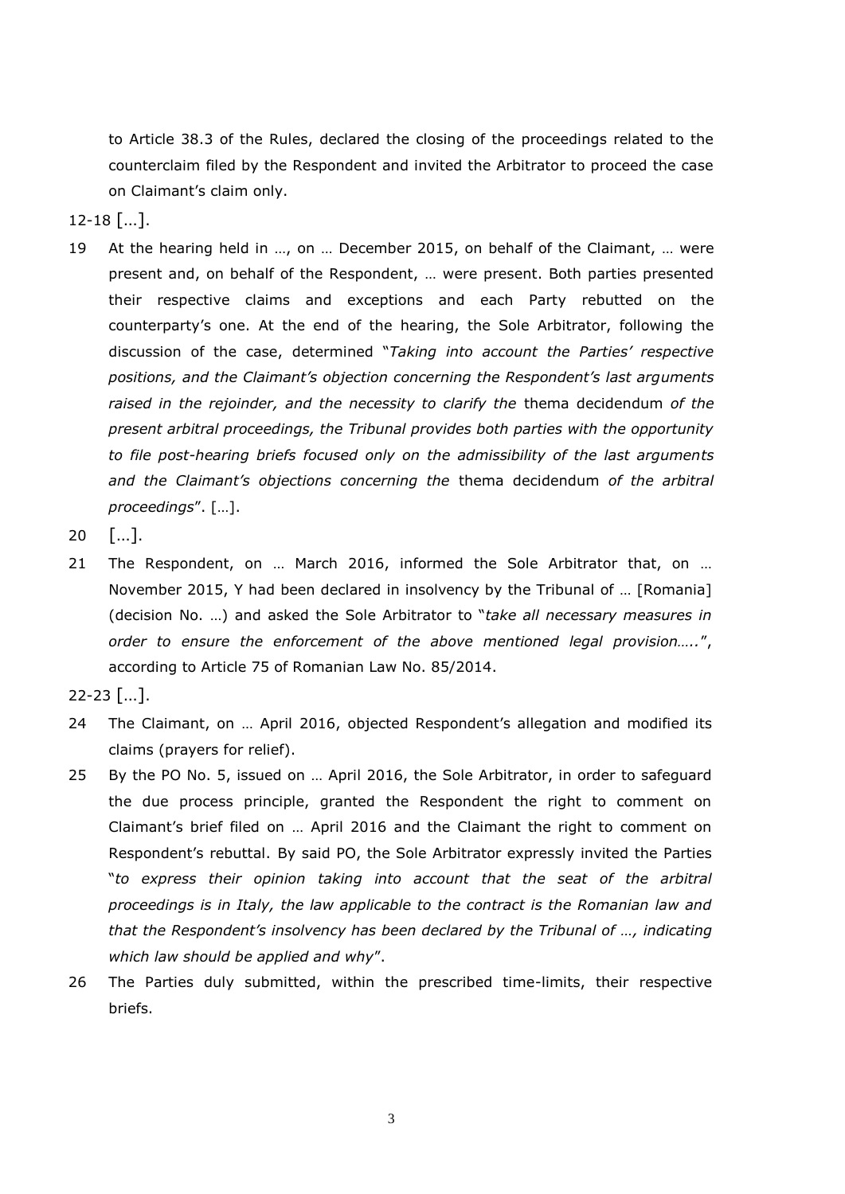to Article 38.3 of the Rules, declared the closing of the proceedings related to the counterclaim filed by the Respondent and invited the Arbitrator to proceed the case on Claimant's claim only.

12-18 [...].

19 At the hearing held in …, on … December 2015, on behalf of the Claimant, … were present and, on behalf of the Respondent, … were present. Both parties presented their respective claims and exceptions and each Party rebutted on the counterparty's one. At the end of the hearing, the Sole Arbitrator, following the discussion of the case, determined "*Taking into account the Parties' respective positions, and the Claimant's objection concerning the Respondent's last arguments raised in the rejoinder, and the necessity to clarify the* thema decidendum *of the present arbitral proceedings, the Tribunal provides both parties with the opportunity to file post-hearing briefs focused only on the admissibility of the last arguments and the Claimant's objections concerning the* thema decidendum *of the arbitral proceedings*". […].

20 [...].

21 The Respondent, on … March 2016, informed the Sole Arbitrator that, on … November 2015, Y had been declared in insolvency by the Tribunal of … [Romania] (decision No. …) and asked the Sole Arbitrator to "*take all necessary measures in order to ensure the enforcement of the above mentioned legal provision…..*", according to Article 75 of Romanian Law No. 85/2014.

22-23 [...].

24 The Claimant, on … April 2016, objected Respondent's allegation and modified its claims (prayers for relief).

25 By the PO No. 5, issued on … April 2016, the Sole Arbitrator, in order to safeguard the due process principle, granted the Respondent the right to comment on Claimant's brief filed on … April 2016 and the Claimant the right to comment on Respondent's rebuttal. By said PO, the Sole Arbitrator expressly invited the Parties "*to express their opinion taking into account that the seat of the arbitral proceedings is in Italy, the law applicable to the contract is the Romanian law and that the Respondent's insolvency has been declared by the Tribunal of …, indicating which law should be applied and why*".

26 The Parties duly submitted, within the prescribed time-limits, their respective briefs.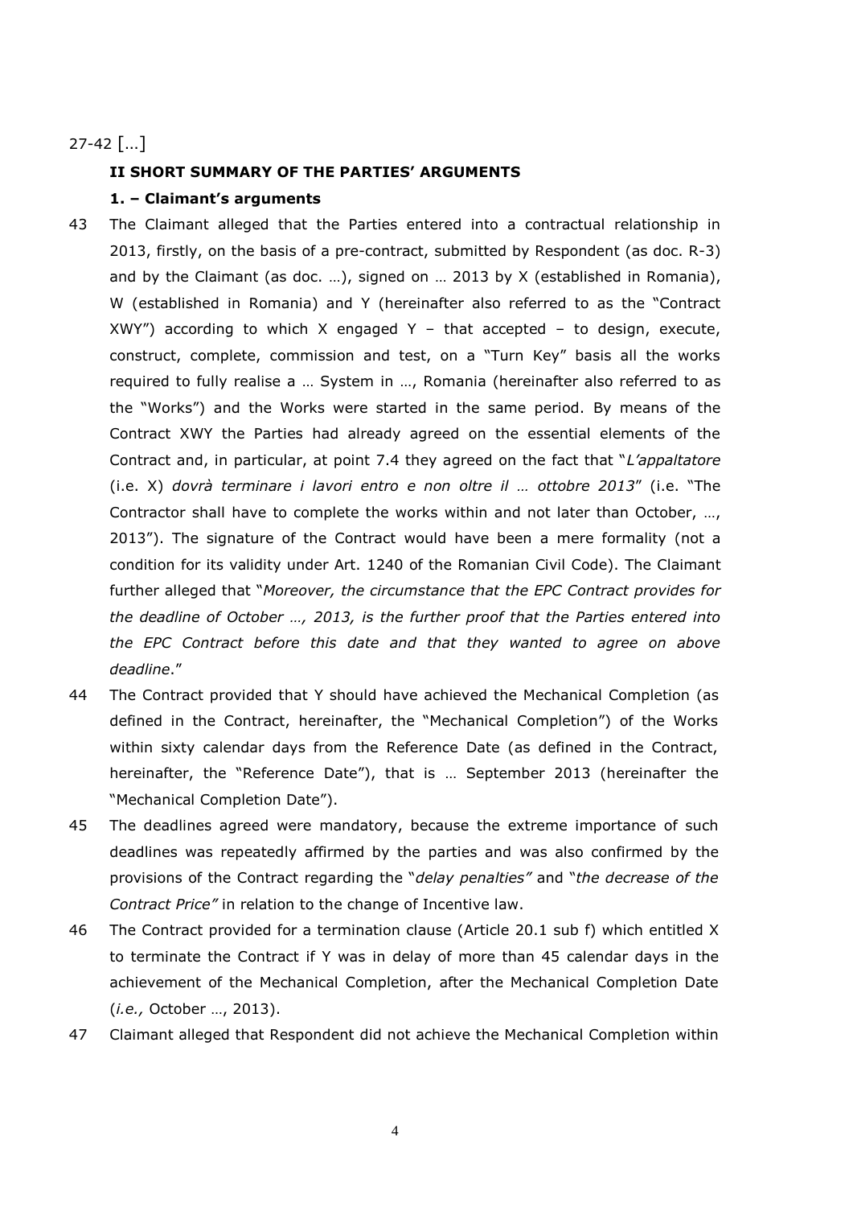27-42 [...]

## II SHORT SUMMARY OF THE PARTIES' ARGUMENTS

### 1. – Claimant's arguments

43 The Claimant alleged that the Parties entered into a contractual relationship in 2013, firstly, on the basis of a pre-contract, submitted by Respondent (as doc. R-3) and by the Claimant (as doc. …), signed on … 2013 by X (established in Romania), W (established in Romania) and Y (hereinafter also referred to as the "Contract XWY") according to which X engaged Y – that accepted – to design, execute, construct, complete, commission and test, on a "Turn Key" basis all the works required to fully realise a … System in …, Romania (hereinafter also referred to as the "Works") and the Works were started in the same period. By means of the Contract XWY the Parties had already agreed on the essential elements of the Contract and, in particular, at point 7.4 they agreed on the fact that "*L'appaltatore* (i.e. X) *dovrà terminare i lavori entro e non oltre il … ottobre 2013*" (i.e. "The Contractor shall have to complete the works within and not later than October, …, 2013"). The signature of the Contract would have been a mere formality (not a condition for its validity under Art. 1240 of the Romanian Civil Code). The Claimant further alleged that "*Moreover, the circumstance that the EPC Contract provides for the deadline of October …, 2013, is the further proof that the Parties entered into the EPC Contract before this date and that they wanted to agree on above deadline*."

44 The Contract provided that Y should have achieved the Mechanical Completion (as defined in the Contract, hereinafter, the "Mechanical Completion") of the Works within sixty calendar days from the Reference Date (as defined in the Contract, hereinafter, the "Reference Date"), that is … September 2013 (hereinafter the "Mechanical Completion Date").

45 The deadlines agreed were mandatory, because the extreme importance of such deadlines was repeatedly affirmed by the parties and was also confirmed by the provisions of the Contract regarding the "*delay penalties"* and "*the decrease of the Contract Price"* in relation to the change of Incentive law.

46 The Contract provided for a termination clause (Article 20.1 sub f) which entitled X to terminate the Contract if Y was in delay of more than 45 calendar days in the achievement of the Mechanical Completion, after the Mechanical Completion Date (*i.e.,* October …, 2013).

47 Claimant alleged that Respondent did not achieve the Mechanical Completion within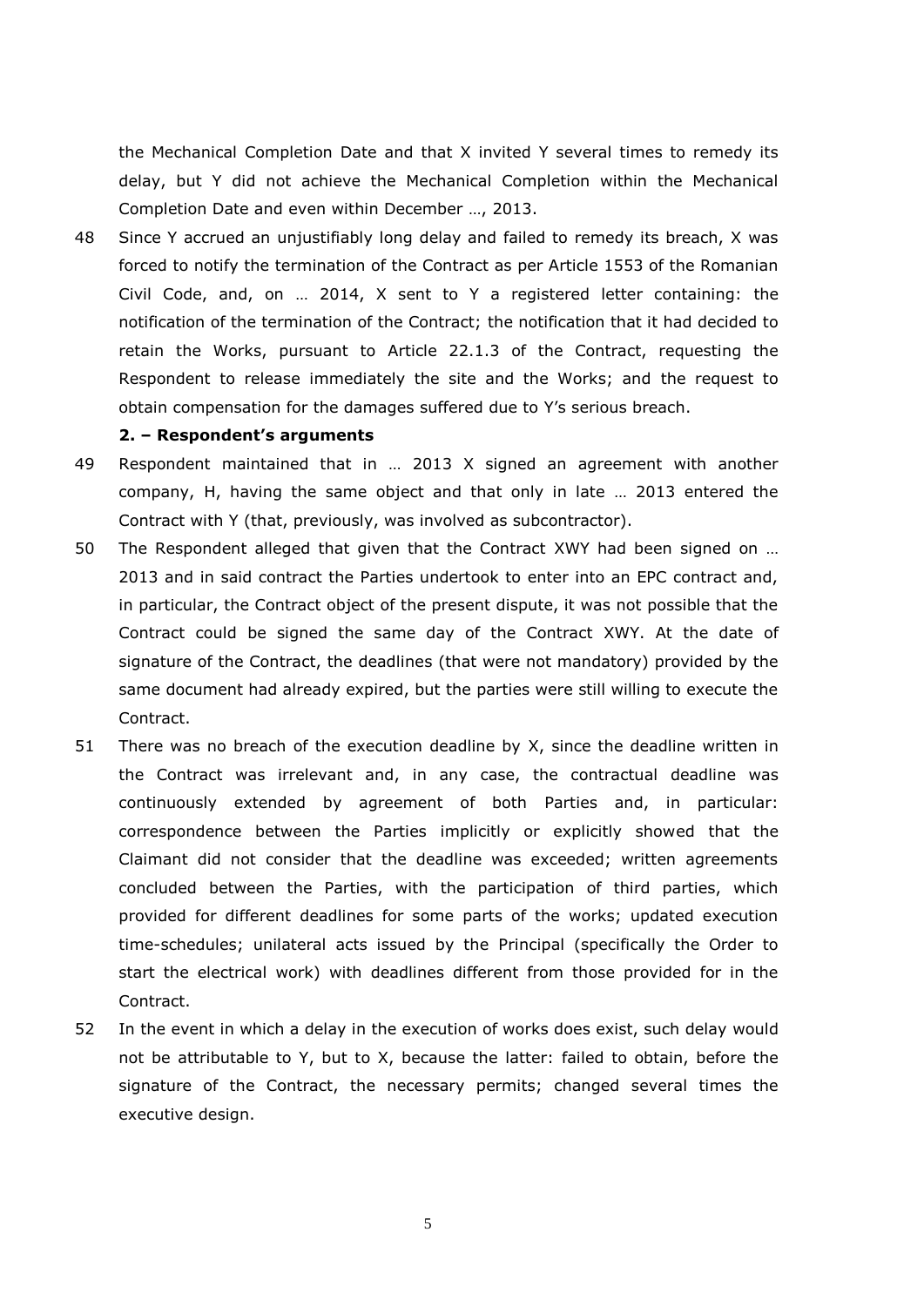the Mechanical Completion Date and that X invited Y several times to remedy its delay, but Y did not achieve the Mechanical Completion within the Mechanical Completion Date and even within December …, 2013.

48 Since Y accrued an unjustifiably long delay and failed to remedy its breach, X was forced to notify the termination of the Contract as per Article 1553 of the Romanian Civil Code, and, on … 2014, X sent to Y a registered letter containing: the notification of the termination of the Contract; the notification that it had decided to retain the Works, pursuant to Article 22.1.3 of the Contract, requesting the Respondent to release immediately the site and the Works; and the request to obtain compensation for the damages suffered due to Y's serious breach.

**2. – Respondent's arguments**

49 Respondent maintained that in … 2013 X signed an agreement with another company, H, having the same object and that only in late … 2013 entered the Contract with Y (that, previously, was involved as subcontractor).

50 The Respondent alleged that given that the Contract XWY had been signed on … 2013 and in said contract the Parties undertook to enter into an EPC contract and, in particular, the Contract object of the present dispute, it was not possible that the Contract could be signed the same day of the Contract XWY. At the date of signature of the Contract, the deadlines (that were not mandatory) provided by the same document had already expired, but the parties were still willing to execute the Contract.

51 There was no breach of the execution deadline by X, since the deadline written in the Contract was irrelevant and, in any case, the contractual deadline was continuously extended by agreement of both Parties and, in particular: correspondence between the Parties implicitly or explicitly showed that the Claimant did not consider that the deadline was exceeded; written agreements concluded between the Parties, with the participation of third parties, which provided for different deadlines for some parts of the works; updated execution time-schedules; unilateral acts issued by the Principal (specifically the Order to start the electrical work) with deadlines different from those provided for in the Contract.

52 In the event in which a delay in the execution of works does exist, such delay would not be attributable to Y, but to X, because the latter: failed to obtain, before the signature of the Contract, the necessary permits; changed several times the executive design.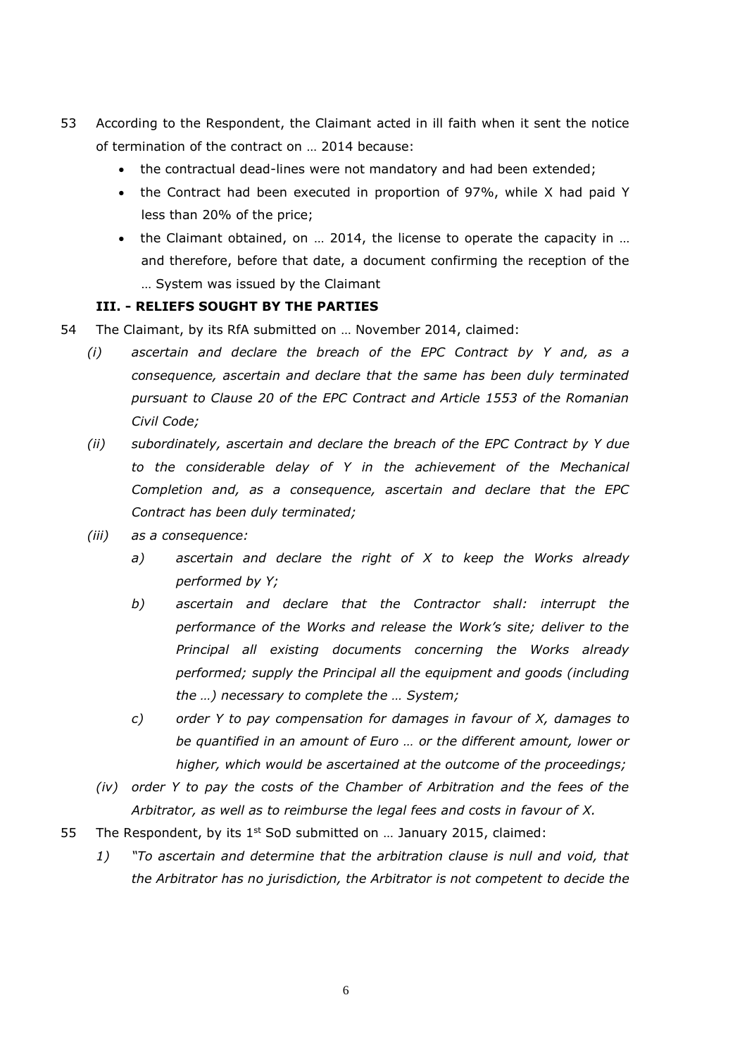53 According to the Respondent, the Claimant acted in ill faith when it sent the notice of termination of the contract on … 2014 because:

- the contractual dead-lines were not mandatory and had been extended;
- the Contract had been executed in proportion of 97%, while X had paid Y less than 20% of the price;
- the Claimant obtained, on … 2014, the license to operate the capacity in … and therefore, before that date, a document confirming the reception of the … System was issued by the Claimant

### III. - RELIEFS SOUGHT BY THE PARTIES

54 The Claimant, by its RfA submitted on … November 2014, claimed:

*(i) ascertain and declare the breach of the EPC Contract by Y and, as a consequence, ascertain and declare that the same has been duly terminated pursuant to Clause 20 of the EPC Contract and Article 1553 of the Romanian Civil Code;*

*(ii) subordinately, ascertain and declare the breach of the EPC Contract by Y due to the considerable delay of Y in the achievement of the Mechanical Completion and, as a consequence, ascertain and declare that the EPC Contract has been duly terminated;*

*(iii) as a consequence:*

*a) ascertain and declare the right of X to keep the Works already performed by Y;*

*b) ascertain and declare that the Contractor shall: interrupt the performance of the Works and release the Work's site; deliver to the Principal all existing documents concerning the Works already performed; supply the Principal all the equipment and goods (including the …) necessary to complete the … System;*

*c) order Y to pay compensation for damages in favour of X, damages to be quantified in an amount of Euro … or the different amount, lower or higher, which would be ascertained at the outcome of the proceedings;*

*(iv) order Y to pay the costs of the Chamber of Arbitration and the fees of the Arbitrator, as well as to reimburse the legal fees and costs in favour of X.*

55 The Respondent, by its 1st SoD submitted on … January 2015, claimed:

*1) "To ascertain and determine that the arbitration clause is null and void, that the Arbitrator has no jurisdiction, the Arbitrator is not competent to decide the*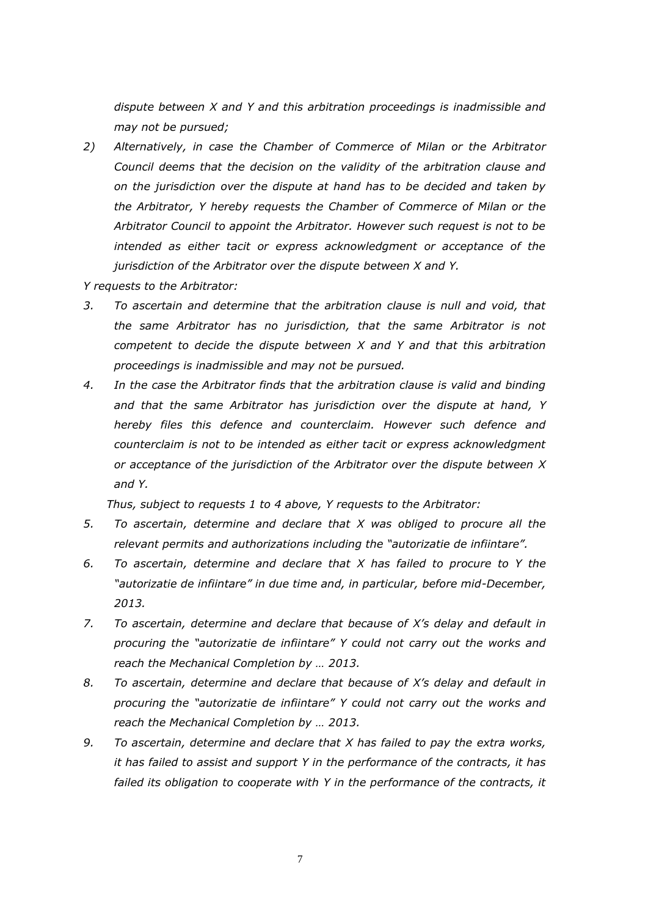*dispute between X and Y and this arbitration proceedings is inadmissible and may not be pursued;*

*2) Alternatively, in case the Chamber of Commerce of Milan or the Arbitrator Council deems that the decision on the validity of the arbitration clause and on the jurisdiction over the dispute at hand has to be decided and taken by the Arbitrator, Y hereby requests the Chamber of Commerce of Milan or the Arbitrator Council to appoint the Arbitrator. However such request is not to be intended as either tacit or express acknowledgment or acceptance of the jurisdiction of the Arbitrator over the dispute between X and Y.*

*Y requests to the Arbitrator:*

*3. To ascertain and determine that the arbitration clause is null and void, that the same Arbitrator has no jurisdiction, that the same Arbitrator is not competent to decide the dispute between X and Y and that this arbitration proceedings is inadmissible and may not be pursued.*

*4. In the case the Arbitrator finds that the arbitration clause is valid and binding and that the same Arbitrator has jurisdiction over the dispute at hand, Y hereby files this defence and counterclaim. However such defence and counterclaim is not to be intended as either tacit or express acknowledgment or acceptance of the jurisdiction of the Arbitrator over the dispute between X and Y.*

*Thus, subject to requests 1 to 4 above, Y requests to the Arbitrator:*

*5. To ascertain, determine and declare that X was obliged to procure all the relevant permits and authorizations including the "autorizatie de infiintare".*

*6. To ascertain, determine and declare that X has failed to procure to Y the "autorizatie de infiintare" in due time and, in particular, before mid-December, 2013.*

*7. To ascertain, determine and declare that because of X's delay and default in procuring the "autorizatie de infiintare" Y could not carry out the works and reach the Mechanical Completion by … 2013.*

*8. To ascertain, determine and declare that because of X's delay and default in procuring the "autorizatie de infiintare" Y could not carry out the works and reach the Mechanical Completion by … 2013.*

*9. To ascertain, determine and declare that X has failed to pay the extra works, it has failed to assist and support Y in the performance of the contracts, it has failed its obligation to cooperate with Y in the performance of the contracts, it*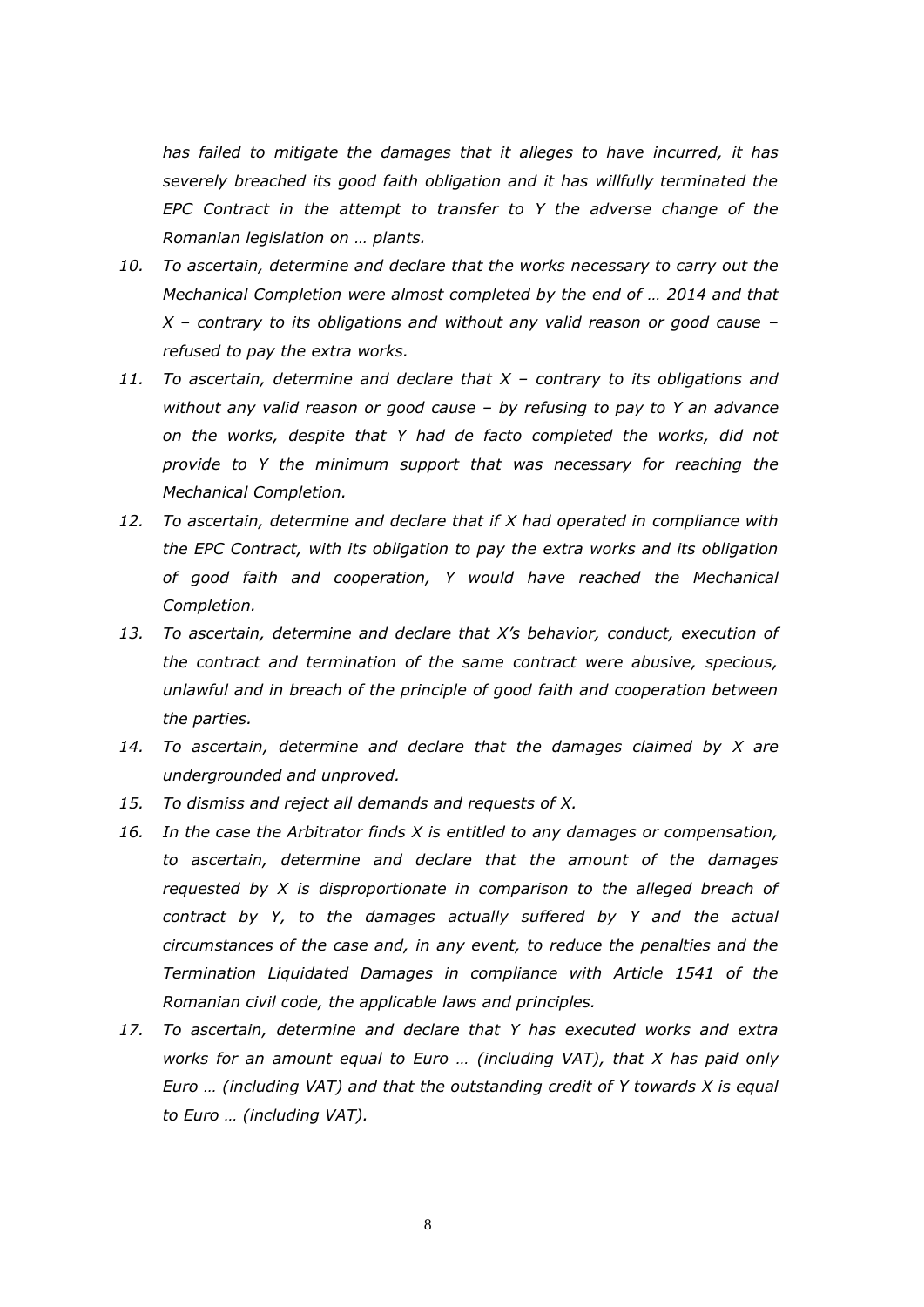*has failed to mitigate the damages that it alleges to have incurred, it has severely breached its good faith obligation and it has willfully terminated the EPC Contract in the attempt to transfer to Y the adverse change of the Romanian legislation on … plants.*

10. *To ascertain, determine and declare that the works necessary to carry out the Mechanical Completion were almost completed by the end of … 2014 and that X – contrary to its obligations and without any valid reason or good cause – refused to pay the extra works.*
11. *To ascertain, determine and declare that X – contrary to its obligations and without any valid reason or good cause – by refusing to pay to Y an advance on the works, despite that Y had de facto completed the works, did not provide to Y the minimum support that was necessary for reaching the Mechanical Completion.*
12. *To ascertain, determine and declare that if X had operated in compliance with the EPC Contract, with its obligation to pay the extra works and its obligation of good faith and cooperation, Y would have reached the Mechanical Completion.*
13. *To ascertain, determine and declare that X's behavior, conduct, execution of the contract and termination of the same contract were abusive, specious, unlawful and in breach of the principle of good faith and cooperation between the parties.*
14. *To ascertain, determine and declare that the damages claimed by X are undergrounded and unproved.*
15. *To dismiss and reject all demands and requests of X.*
16. *In the case the Arbitrator finds X is entitled to any damages or compensation, to ascertain, determine and declare that the amount of the damages requested by X is disproportionate in comparison to the alleged breach of contract by Y, to the damages actually suffered by Y and the actual circumstances of the case and, in any event, to reduce the penalties and the Termination Liquidated Damages in compliance with Article 1541 of the Romanian civil code, the applicable laws and principles.*
17. *To ascertain, determine and declare that Y has executed works and extra works for an amount equal to Euro … (including VAT), that X has paid only Euro … (including VAT) and that the outstanding credit of Y towards X is equal to Euro … (including VAT).*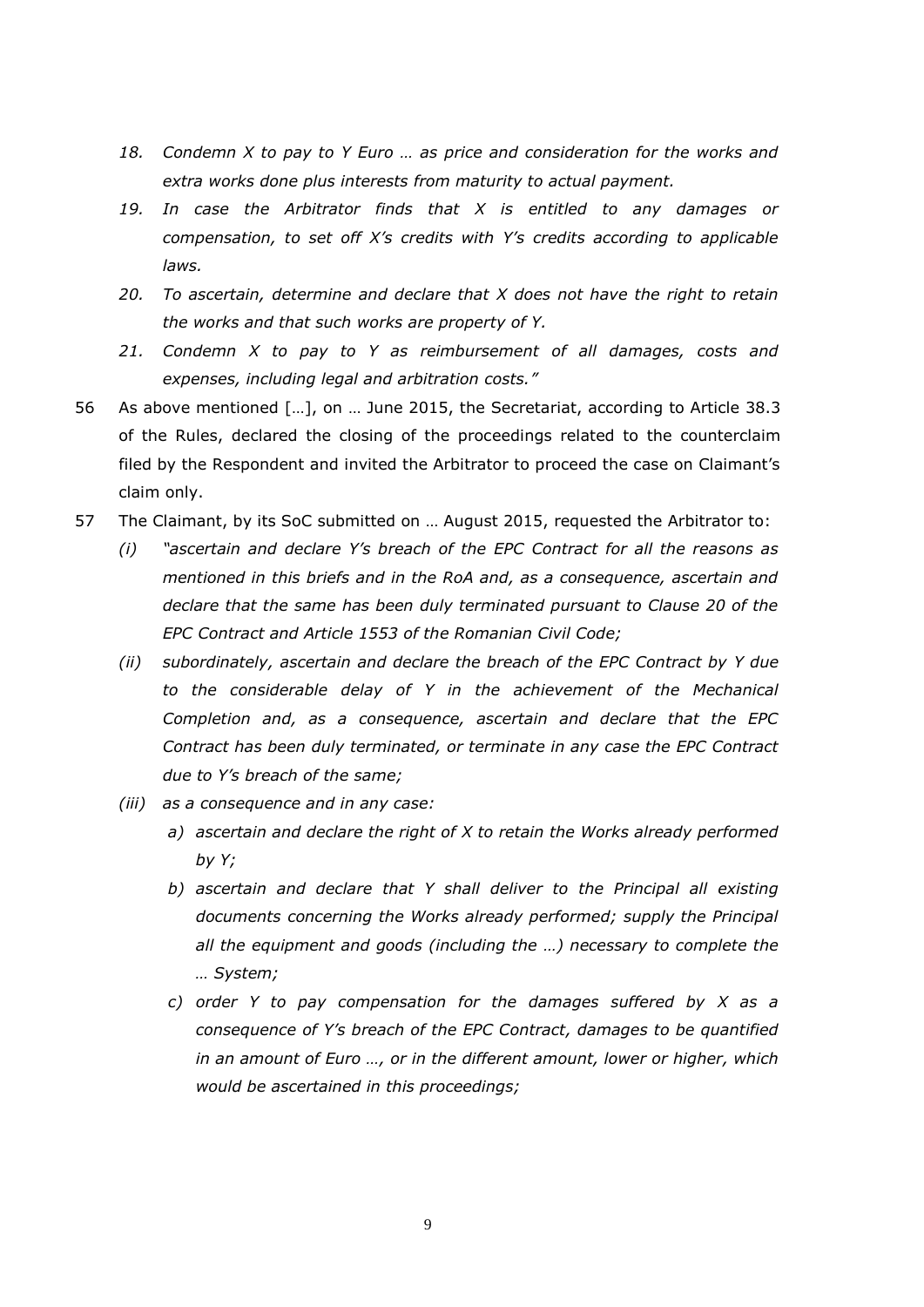18. *Condemn X to pay to Y Euro … as price and consideration for the works and extra works done plus interests from maturity to actual payment.*

19. *In case the Arbitrator finds that X is entitled to any damages or compensation, to set off X's credits with Y's credits according to applicable laws.*

20. *To ascertain, determine and declare that X does not have the right to retain the works and that such works are property of Y.*

21. *Condemn X to pay to Y as reimbursement of all damages, costs and expenses, including legal and arbitration costs."*

56 As above mentioned […], on … June 2015, the Secretariat, according to Article 38.3 of the Rules, declared the closing of the proceedings related to the counterclaim filed by the Respondent and invited the Arbitrator to proceed the case on Claimant's claim only.

57 The Claimant, by its SoC submitted on … August 2015, requested the Arbitrator to:

(i) *"ascertain and declare Y's breach of the EPC Contract for all the reasons as mentioned in this briefs and in the RoA and, as a consequence, ascertain and declare that the same has been duly terminated pursuant to Clause 20 of the EPC Contract and Article 1553 of the Romanian Civil Code;*

(ii) *subordinately, ascertain and declare the breach of the EPC Contract by Y due to the considerable delay of Y in the achievement of the Mechanical Completion and, as a consequence, ascertain and declare that the EPC Contract has been duly terminated, or terminate in any case the EPC Contract due to Y's breach of the same;*

(iii) *as a consequence and in any case:*

   a) *ascertain and declare the right of X to retain the Works already performed by Y;*

   b) *ascertain and declare that Y shall deliver to the Principal all existing documents concerning the Works already performed; supply the Principal all the equipment and goods (including the …) necessary to complete the … System;*

   c) *order Y to pay compensation for the damages suffered by X as a consequence of Y's breach of the EPC Contract, damages to be quantified in an amount of Euro …, or in the different amount, lower or higher, which would be ascertained in this proceedings;*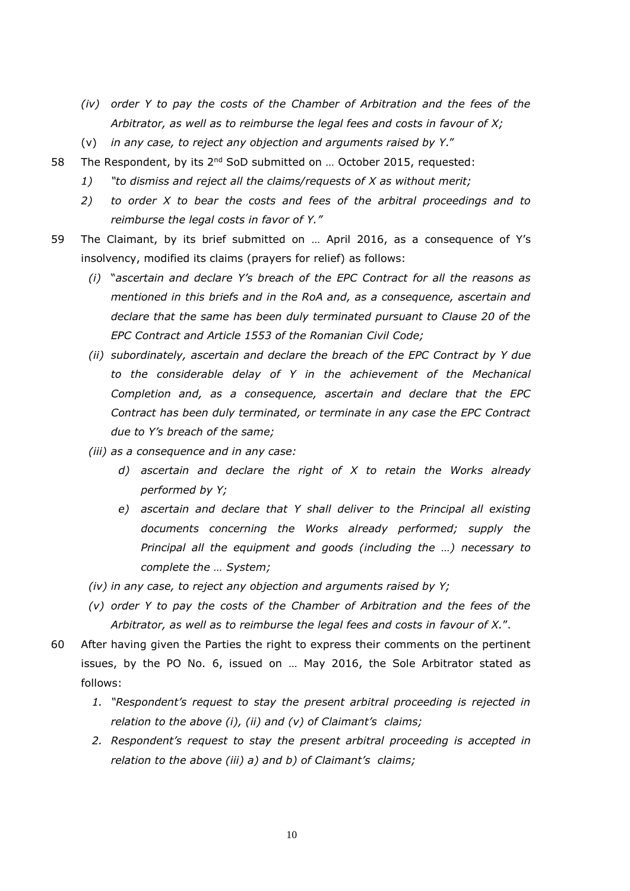- *(iv) order Y to pay the costs of the Chamber of Arbitration and the fees of the Arbitrator, as well as to reimburse the legal fees and costs in favour of X;*
- (v) *in any case, to reject any objection and arguments raised by Y*."

58 The Respondent, by its 2nd SoD submitted on … October 2015, requested:

1) *"to dismiss and reject all the claims/requests of X as without merit;*
2) *to order X to bear the costs and fees of the arbitral proceedings and to reimburse the legal costs in favor of Y."*

59 The Claimant, by its brief submitted on … April 2016, as a consequence of Y's insolvency, modified its claims (prayers for relief) as follows:

*(i)* "*ascertain and declare Y's breach of the EPC Contract for all the reasons as mentioned in this briefs and in the RoA and, as a consequence, ascertain and declare that the same has been duly terminated pursuant to Clause 20 of the EPC Contract and Article 1553 of the Romanian Civil Code;*

*(ii) subordinately, ascertain and declare the breach of the EPC Contract by Y due to the considerable delay of Y in the achievement of the Mechanical Completion and, as a consequence, ascertain and declare that the EPC Contract has been duly terminated, or terminate in any case the EPC Contract due to Y's breach of the same;*

*(iii) as a consequence and in any case:*

*d) ascertain and declare the right of X to retain the Works already performed by Y;*

*e) ascertain and declare that Y shall deliver to the Principal all existing documents concerning the Works already performed; supply the Principal all the equipment and goods (including the …) necessary to complete the … System;*

*(iv) in any case, to reject any objection and arguments raised by Y;*

*(v) order Y to pay the costs of the Chamber of Arbitration and the fees of the Arbitrator, as well as to reimburse the legal fees and costs in favour of X.*".

60 After having given the Parties the right to express their comments on the pertinent issues, by the PO No. 6, issued on … May 2016, the Sole Arbitrator stated as follows:

1. *"Respondent's request to stay the present arbitral proceeding is rejected in relation to the above (i), (ii) and (v) of Claimant's claims;*
2. *Respondent's request to stay the present arbitral proceeding is accepted in relation to the above (iii) a) and b) of Claimant's claims;*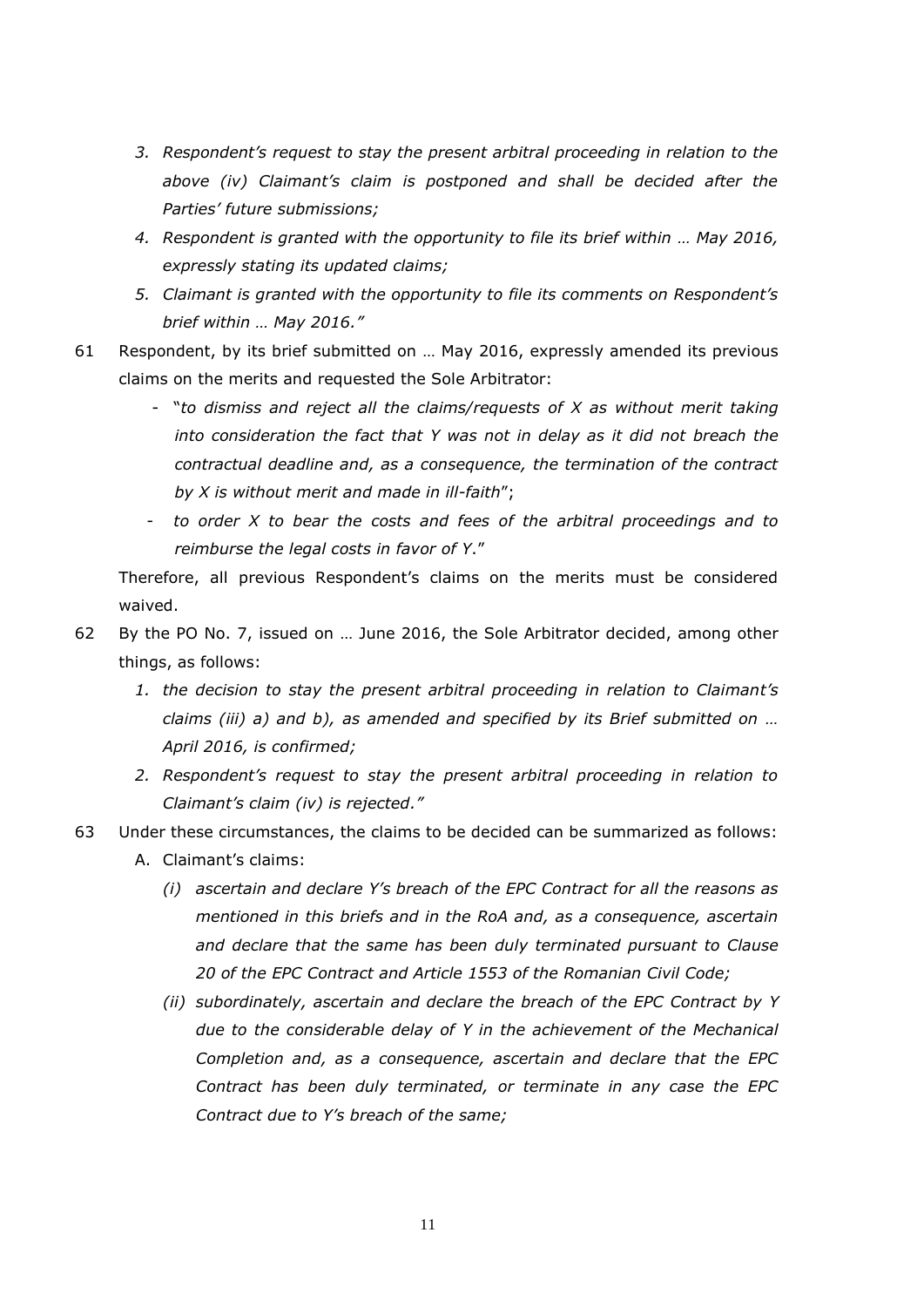3. *Respondent's request to stay the present arbitral proceeding in relation to the above (iv) Claimant's claim is postponed and shall be decided after the Parties' future submissions;*
4. *Respondent is granted with the opportunity to file its brief within … May 2016, expressly stating its updated claims;*
5. *Claimant is granted with the opportunity to file its comments on Respondent's brief within … May 2016."*

61 Respondent, by its brief submitted on … May 2016, expressly amended its previous claims on the merits and requested the Sole Arbitrator:

- "*to dismiss and reject all the claims/requests of X as without merit taking into consideration the fact that Y was not in delay as it did not breach the contractual deadline and, as a consequence, the termination of the contract by X is without merit and made in ill-faith*";
- *to order X to bear the costs and fees of the arbitral proceedings and to reimburse the legal costs in favor of Y*."

Therefore, all previous Respondent's claims on the merits must be considered waived.

62 By the PO No. 7, issued on … June 2016, the Sole Arbitrator decided, among other things, as follows:

1. *the decision to stay the present arbitral proceeding in relation to Claimant's claims (iii) a) and b), as amended and specified by its Brief submitted on … April 2016, is confirmed;*
2. *Respondent's request to stay the present arbitral proceeding in relation to Claimant's claim (iv) is rejected."*

63 Under these circumstances, the claims to be decided can be summarized as follows:

A. Claimant's claims:

*(i) ascertain and declare Y's breach of the EPC Contract for all the reasons as mentioned in this briefs and in the RoA and, as a consequence, ascertain and declare that the same has been duly terminated pursuant to Clause 20 of the EPC Contract and Article 1553 of the Romanian Civil Code;*

*(ii) subordinately, ascertain and declare the breach of the EPC Contract by Y due to the considerable delay of Y in the achievement of the Mechanical Completion and, as a consequence, ascertain and declare that the EPC Contract has been duly terminated, or terminate in any case the EPC Contract due to Y's breach of the same;*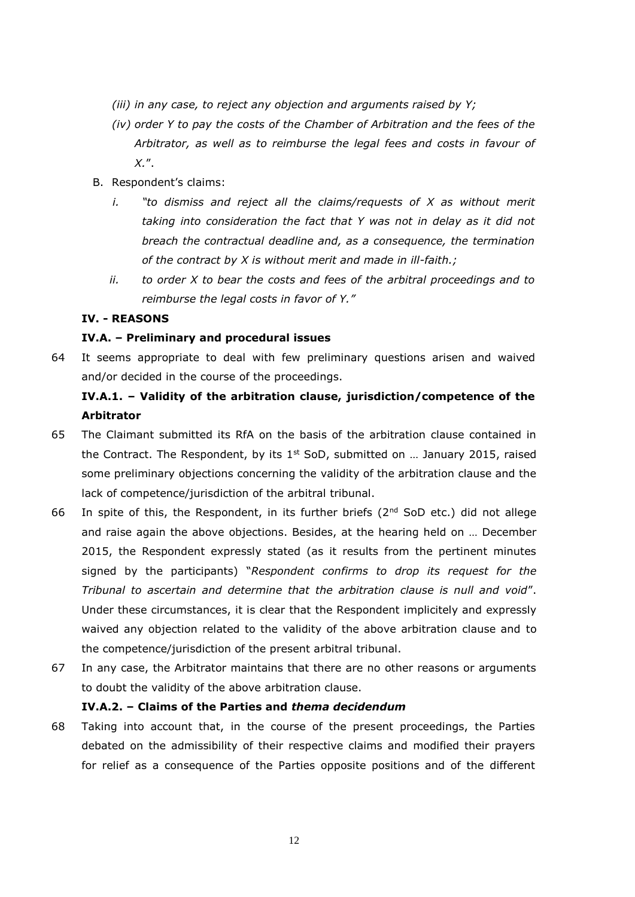*(iii) in any case, to reject any objection and arguments raised by Y;*

*(iv) order Y to pay the costs of the Chamber of Arbitration and the fees of the Arbitrator, as well as to reimburse the legal fees and costs in favour of X.*".

B. Respondent's claims:

*i. "to dismiss and reject all the claims/requests of X as without merit taking into consideration the fact that Y was not in delay as it did not breach the contractual deadline and, as a consequence, the termination of the contract by X is without merit and made in ill-faith.;*

*ii. to order X to bear the costs and fees of the arbitral proceedings and to reimburse the legal costs in favor of Y."*

**IV. - REASONS**

**IV.A. – Preliminary and procedural issues**

64 It seems appropriate to deal with few preliminary questions arisen and waived and/or decided in the course of the proceedings.

**IV.A.1. – Validity of the arbitration clause, jurisdiction/competence of the Arbitrator**

65 The Claimant submitted its RfA on the basis of the arbitration clause contained in the Contract. The Respondent, by its 1st SoD, submitted on … January 2015, raised some preliminary objections concerning the validity of the arbitration clause and the lack of competence/jurisdiction of the arbitral tribunal.

66 In spite of this, the Respondent, in its further briefs (2nd SoD etc.) did not allege and raise again the above objections. Besides, at the hearing held on … December 2015, the Respondent expressly stated (as it results from the pertinent minutes signed by the participants) "*Respondent confirms to drop its request for the Tribunal to ascertain and determine that the arbitration clause is null and void*". Under these circumstances, it is clear that the Respondent implicitely and expressly waived any objection related to the validity of the above arbitration clause and to the competence/jurisdiction of the present arbitral tribunal.

67 In any case, the Arbitrator maintains that there are no other reasons or arguments to doubt the validity of the above arbitration clause.

**IV.A.2. – Claims of the Parties and *thema decidendum***

68 Taking into account that, in the course of the present proceedings, the Parties debated on the admissibility of their respective claims and modified their prayers for relief as a consequence of the Parties opposite positions and of the different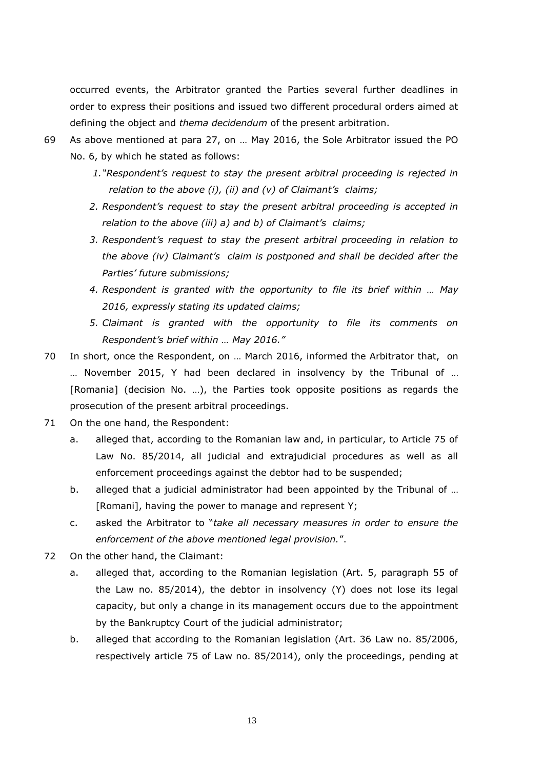occurred events, the Arbitrator granted the Parties several further deadlines in order to express their positions and issued two different procedural orders aimed at defining the object and *thema decidendum* of the present arbitration.

69 As above mentioned at para 27, on … May 2016, the Sole Arbitrator issued the PO No. 6, by which he stated as follows:

1. *"Respondent's request to stay the present arbitral proceeding is rejected in relation to the above (i), (ii) and (v) of Claimant's claims;*
2. *Respondent's request to stay the present arbitral proceeding is accepted in relation to the above (iii) a) and b) of Claimant's claims;*
3. *Respondent's request to stay the present arbitral proceeding in relation to the above (iv) Claimant's claim is postponed and shall be decided after the Parties' future submissions;*
4. *Respondent is granted with the opportunity to file its brief within … May 2016, expressly stating its updated claims;*
5. *Claimant is granted with the opportunity to file its comments on Respondent's brief within … May 2016."*

70 In short, once the Respondent, on … March 2016, informed the Arbitrator that, on … November 2015, Y had been declared in insolvency by the Tribunal of … [Romania] (decision No. …), the Parties took opposite positions as regards the prosecution of the present arbitral proceedings.

71 On the one hand, the Respondent:

a. alleged that, according to the Romanian law and, in particular, to Article 75 of Law No. 85/2014, all judicial and extrajudicial procedures as well as all enforcement proceedings against the debtor had to be suspended;

b. alleged that a judicial administrator had been appointed by the Tribunal of … [Romani], having the power to manage and represent Y;

c. asked the Arbitrator to "*take all necessary measures in order to ensure the enforcement of the above mentioned legal provision.*".

72 On the other hand, the Claimant:

a. alleged that, according to the Romanian legislation (Art. 5, paragraph 55 of the Law no. 85/2014), the debtor in insolvency (Y) does not lose its legal capacity, but only a change in its management occurs due to the appointment by the Bankruptcy Court of the judicial administrator;

b. alleged that according to the Romanian legislation (Art. 36 Law no. 85/2006, respectively article 75 of Law no. 85/2014), only the proceedings, pending at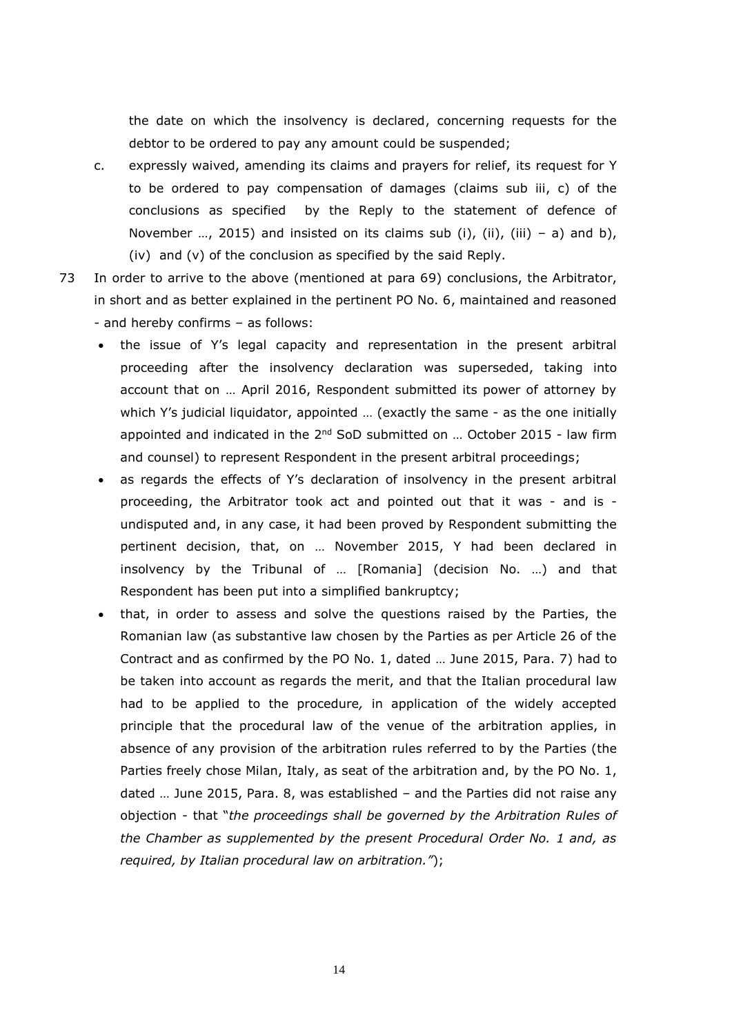the date on which the insolvency is declared, concerning requests for the debtor to be ordered to pay any amount could be suspended;

c. expressly waived, amending its claims and prayers for relief, its request for Y to be ordered to pay compensation of damages (claims sub iii, c) of the conclusions as specified by the Reply to the statement of defence of November …, 2015) and insisted on its claims sub (i), (ii), (iii) – a) and b), (iv) and (v) of the conclusion as specified by the said Reply.

73 In order to arrive to the above (mentioned at para 69) conclusions, the Arbitrator, in short and as better explained in the pertinent PO No. 6, maintained and reasoned - and hereby confirms – as follows:

- the issue of Y's legal capacity and representation in the present arbitral proceeding after the insolvency declaration was superseded, taking into account that on … April 2016, Respondent submitted its power of attorney by which Y's judicial liquidator, appointed … (exactly the same - as the one initially appointed and indicated in the 2nd SoD submitted on … October 2015 - law firm and counsel) to represent Respondent in the present arbitral proceedings;
- as regards the effects of Y's declaration of insolvency in the present arbitral proceeding, the Arbitrator took act and pointed out that it was - and is - undisputed and, in any case, it had been proved by Respondent submitting the pertinent decision, that, on … November 2015, Y had been declared in insolvency by the Tribunal of … [Romania] (decision No. …) and that Respondent has been put into a simplified bankruptcy;
- that, in order to assess and solve the questions raised by the Parties, the Romanian law (as substantive law chosen by the Parties as per Article 26 of the Contract and as confirmed by the PO No. 1, dated … June 2015, Para. 7) had to be taken into account as regards the merit, and that the Italian procedural law had to be applied to the procedure*,* in application of the widely accepted principle that the procedural law of the venue of the arbitration applies, in absence of any provision of the arbitration rules referred to by the Parties (the Parties freely chose Milan, Italy, as seat of the arbitration and, by the PO No. 1, dated … June 2015, Para. 8, was established – and the Parties did not raise any objection - that "*the proceedings shall be governed by the Arbitration Rules of the Chamber as supplemented by the present Procedural Order No. 1 and, as required, by Italian procedural law on arbitration."*);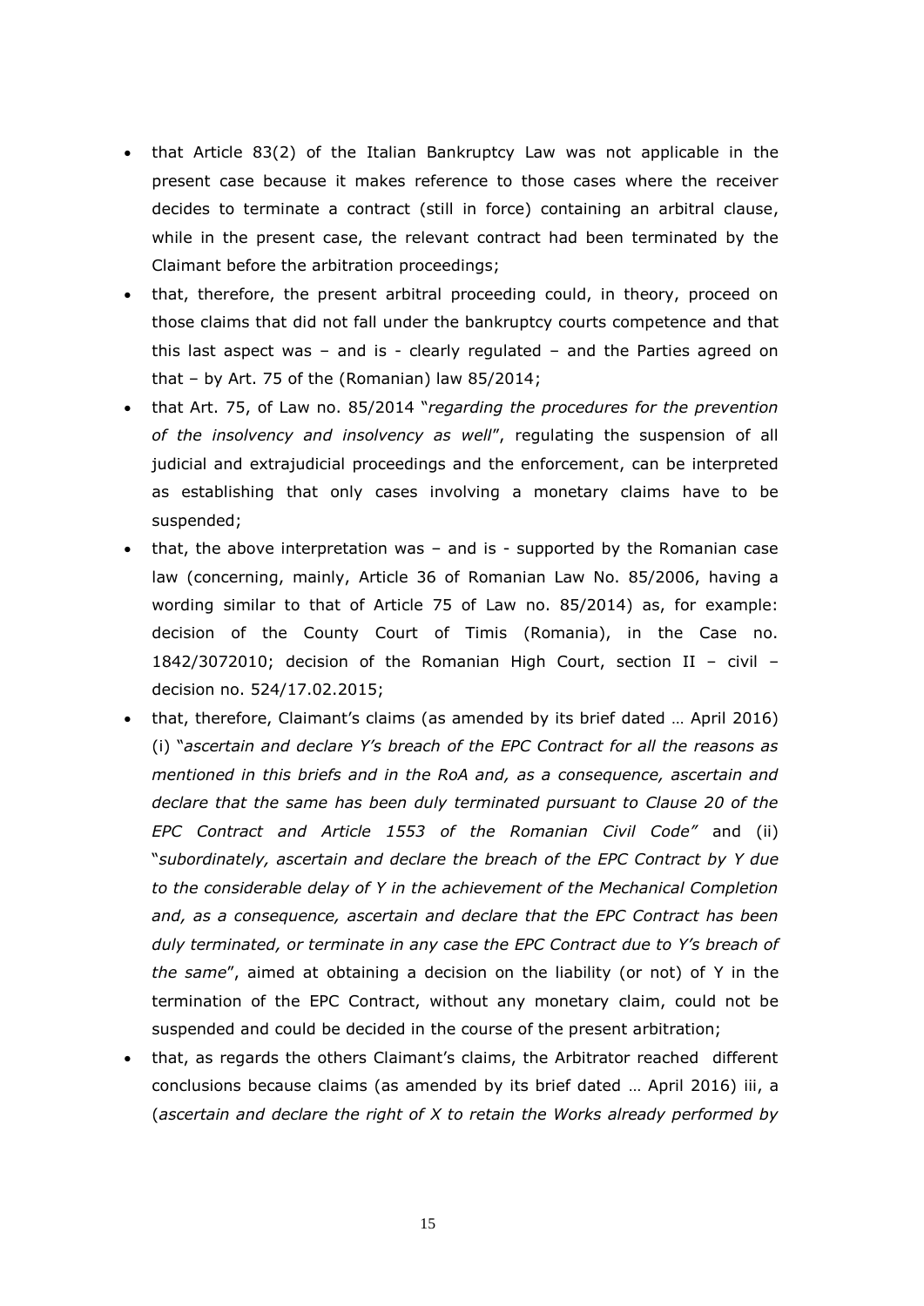- that Article 83(2) of the Italian Bankruptcy Law was not applicable in the present case because it makes reference to those cases where the receiver decides to terminate a contract (still in force) containing an arbitral clause, while in the present case, the relevant contract had been terminated by the Claimant before the arbitration proceedings;
- that, therefore, the present arbitral proceeding could, in theory, proceed on those claims that did not fall under the bankruptcy courts competence and that this last aspect was – and is - clearly regulated – and the Parties agreed on that – by Art. 75 of the (Romanian) law 85/2014;
- that Art. 75, of Law no. 85/2014 "*regarding the procedures for the prevention of the insolvency and insolvency as well*", regulating the suspension of all judicial and extrajudicial proceedings and the enforcement, can be interpreted as establishing that only cases involving a monetary claims have to be suspended;
- that, the above interpretation was – and is - supported by the Romanian case law (concerning, mainly, Article 36 of Romanian Law No. 85/2006, having a wording similar to that of Article 75 of Law no. 85/2014) as, for example: decision of the County Court of Timis (Romania), in the Case no. 1842/3072010; decision of the Romanian High Court, section II – civil – decision no. 524/17.02.2015;
- that, therefore, Claimant's claims (as amended by its brief dated … April 2016) (i) "*ascertain and declare Y's breach of the EPC Contract for all the reasons as mentioned in this briefs and in the RoA and, as a consequence, ascertain and declare that the same has been duly terminated pursuant to Clause 20 of the EPC Contract and Article 1553 of the Romanian Civil Code"* and (ii) "*subordinately, ascertain and declare the breach of the EPC Contract by Y due to the considerable delay of Y in the achievement of the Mechanical Completion and, as a consequence, ascertain and declare that the EPC Contract has been duly terminated, or terminate in any case the EPC Contract due to Y's breach of the same*", aimed at obtaining a decision on the liability (or not) of Y in the termination of the EPC Contract, without any monetary claim, could not be suspended and could be decided in the course of the present arbitration;
- that, as regards the others Claimant's claims, the Arbitrator reached different conclusions because claims (as amended by its brief dated … April 2016) iii, a (*ascertain and declare the right of X to retain the Works already performed by*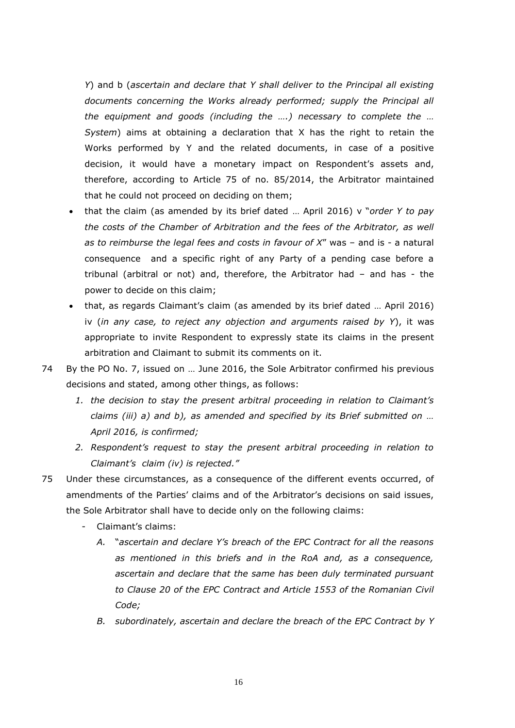*Y*) and b (*ascertain and declare that Y shall deliver to the Principal all existing documents concerning the Works already performed; supply the Principal all the equipment and goods (including the ….) necessary to complete the … System*) aims at obtaining a declaration that X has the right to retain the Works performed by Y and the related documents, in case of a positive decision, it would have a monetary impact on Respondent's assets and, therefore, according to Article 75 of no. 85/2014, the Arbitrator maintained that he could not proceed on deciding on them;

- that the claim (as amended by its brief dated … April 2016) v "*order Y to pay the costs of the Chamber of Arbitration and the fees of the Arbitrator, as well as to reimburse the legal fees and costs in favour of X*" was – and is - a natural consequence and a specific right of any Party of a pending case before a tribunal (arbitral or not) and, therefore, the Arbitrator had – and has - the power to decide on this claim;
- that, as regards Claimant's claim (as amended by its brief dated … April 2016) iv (*in any case, to reject any objection and arguments raised by Y*), it was appropriate to invite Respondent to expressly state its claims in the present arbitration and Claimant to submit its comments on it.

74 By the PO No. 7, issued on … June 2016, the Sole Arbitrator confirmed his previous decisions and stated, among other things, as follows:

1. *the decision to stay the present arbitral proceeding in relation to Claimant's claims (iii) a) and b), as amended and specified by its Brief submitted on … April 2016, is confirmed;*
2. *Respondent's request to stay the present arbitral proceeding in relation to Claimant's claim (iv) is rejected."*

75 Under these circumstances, as a consequence of the different events occurred, of amendments of the Parties' claims and of the Arbitrator's decisions on said issues, the Sole Arbitrator shall have to decide only on the following claims:

- Claimant's claims:
    - A. "*ascertain and declare Y's breach of the EPC Contract for all the reasons as mentioned in this briefs and in the RoA and, as a consequence, ascertain and declare that the same has been duly terminated pursuant to Clause 20 of the EPC Contract and Article 1553 of the Romanian Civil Code;*
    - B. *subordinately, ascertain and declare the breach of the EPC Contract by Y*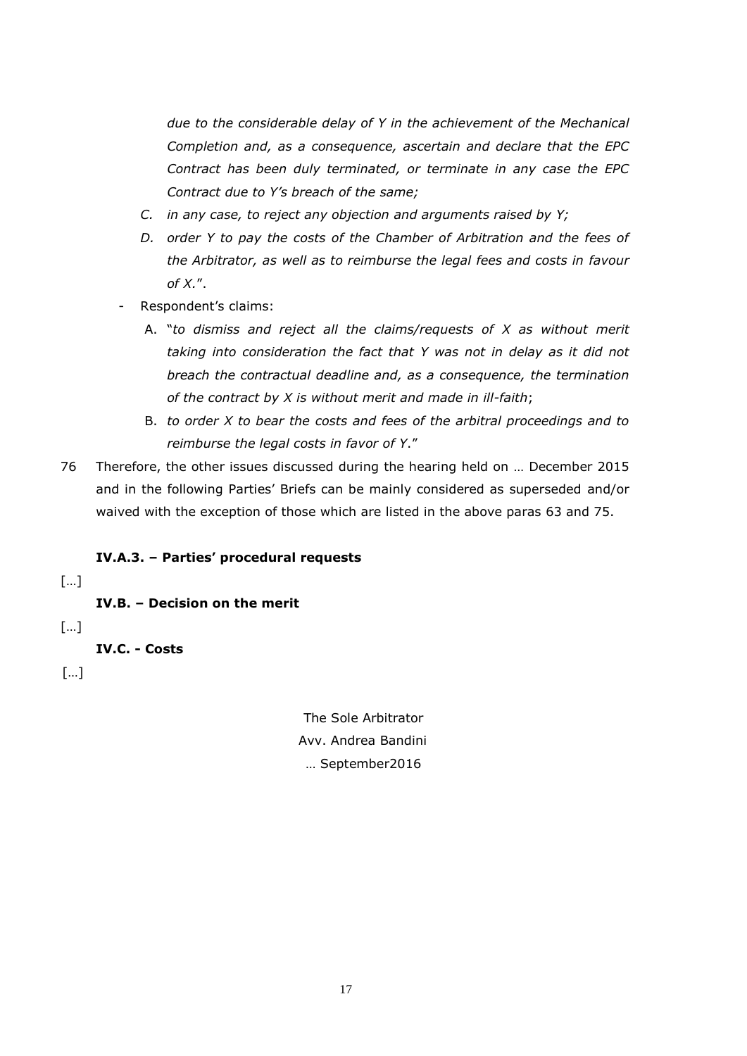*due to the considerable delay of Y in the achievement of the Mechanical Completion and, as a consequence, ascertain and declare that the EPC Contract has been duly terminated, or terminate in any case the EPC Contract due to Y's breach of the same;*

C. *in any case, to reject any objection and arguments raised by Y;*

D. *order Y to pay the costs of the Chamber of Arbitration and the fees of the Arbitrator, as well as to reimburse the legal fees and costs in favour of X.*".

- Respondent's claims:

  A. "*to dismiss and reject all the claims/requests of X as without merit taking into consideration the fact that Y was not in delay as it did not breach the contractual deadline and, as a consequence, the termination of the contract by X is without merit and made in ill-faith*;

  B. *to order X to bear the costs and fees of the arbitral proceedings and to reimburse the legal costs in favor of Y.*"

76 Therefore, the other issues discussed during the hearing held on … December 2015 and in the following Parties' Briefs can be mainly considered as superseded and/or waived with the exception of those which are listed in the above paras 63 and 75.

**IV.A.3. – Parties' procedural requests**

[…]

**IV.B. – Decision on the merit**

[…]

**IV.C. - Costs**

[…]

The Sole Arbitrator

Avv. Andrea Bandini

… September2016